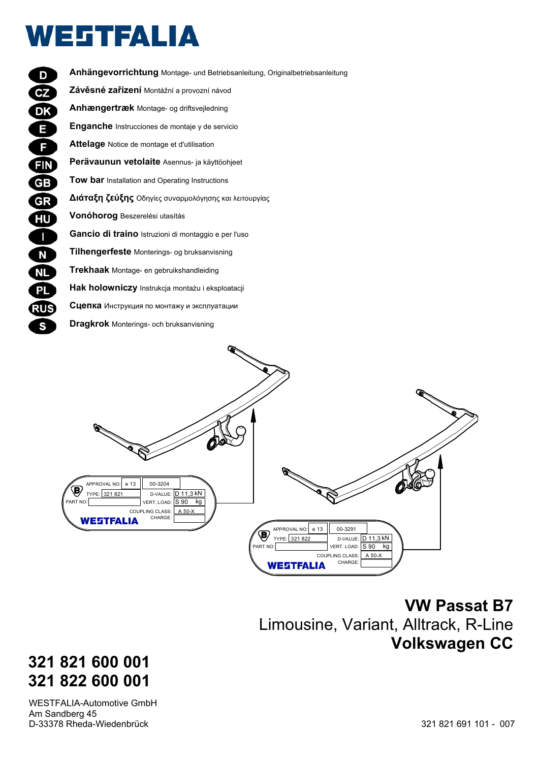# WESTFALIA

- **D** **Anhängevorrichtung** Montage- und Betriebsanleitung, Originalbetriebsanleitung
- **CZ** **Závěsné zařízení** Montážní a provozní návod
- **DK** **Anhængertræk** Montage- og driftsvejledning
- **E** **Enganche** Instrucciones de montaje y de servicio
- **F** **Attelage** Notice de montage et d'utilisation
- **FIN** **Perävaunun vetolaite** Asennus- ja käyttöohjeet
- **GB** **Tow bar** Installation and Operating Instructions
- **GR** **Διάταξη ζεύξης** Οδηγίες συναρμολόγησης και λειτουργίας
- **HU** **Vonóhorog** Beszerelési utasítás
- **I** **Gancio di traino** Istruzioni di montaggio e per l'uso
- **N** **Tilhengerfeste** Monterings- og bruksanvisning
- **NL** **Trekhaak** Montage- en gebruikshandleiding
- **PL** **Hak holowniczy** Instrukcja montażu i eksploatacji
- **RUS** **Сцепка** Инструкция по монтажу и эксплуатации
- **S** **Dragkrok** Monterings- och bruksanvisning

| APPROVAL NO: | e 13 | 00-3204 |
|---|---|---|
| TYPE: | 321 821 | |
| PART NO: | | |
| D-VALUE: | D 11,3 kN | |
| VERT. LOAD: | S 90 kg | |
| COUPLING CLASS: | A 50-X | |
| CHARGE: | | |

WESTFALIA

| APPROVAL NO: | e 13 | 00-3291 |
|---|---|---|
| TYPE: | 321 822 | |
| PART NO: | | |
| D-VALUE: | D 11,3 kN | |
| VERT. LOAD: | S 90 kg | |
| COUPLING CLASS: | A 50-X | |
| CHARGE: | | |

WESTFALIA

## VW Passat B7
Limousine, Variant, Alltrack, R-Line
**Volkswagen CC**

## 321 821 600 001
## 321 822 600 001

WESTFALIA-Automotive GmbH
Am Sandberg 45
D-33378 Rheda-Wiedenbrück

321 821 691 101 - 007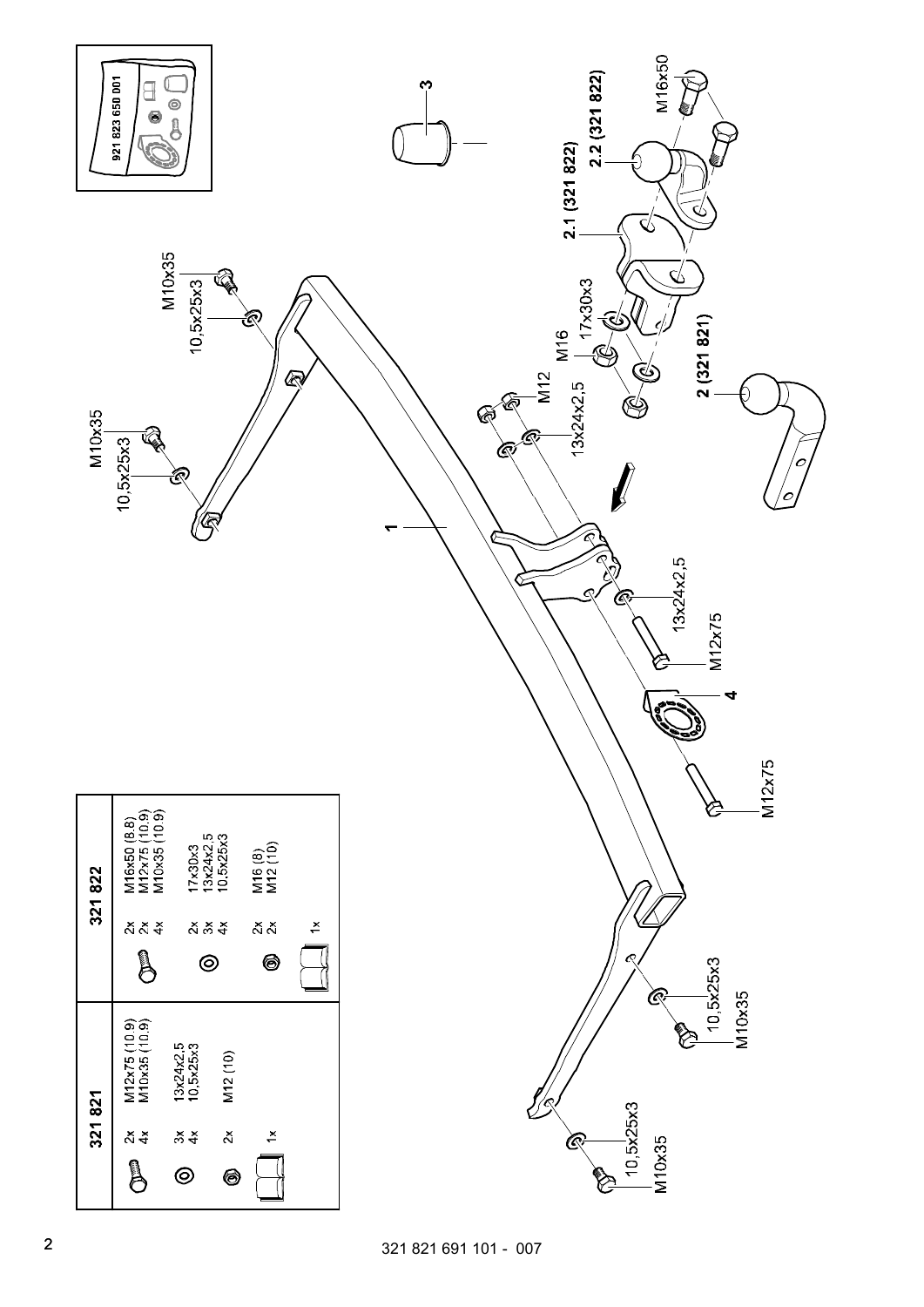| 321 821 | | | 321 822 | | |
|---|---|---|---|---|---|
| | 2x | M12x75 (10.9) | | 2x | M16x50 (8.8) |
| | 4x | M10x35 (10.9) | | 2x | M12x75 (10.9) |
| | | | | 4x | M10x35 (10.9) |
| | 3x | 13x24x2,5 | | 2x | 17x30x3 |
| | 4x | 10,5x25x3 | | 3x | 13x24x2,5 |
| | | | | 4x | 10,5x25x3 |
| | 2x | M12 (10) | | 2x | M16 (8) |
| | | | | 2x | M12 (10) |
| | 1x | | | 1x | |

921 823 650 001

1

2 (321 821)

2.1 (321 822)

2.2 (321 822)

3

4

M10x35

10,5x25x3

M12

13x24x2,5

M16

17x30x3

M16x50

M12x75

321 821 691 101 - 007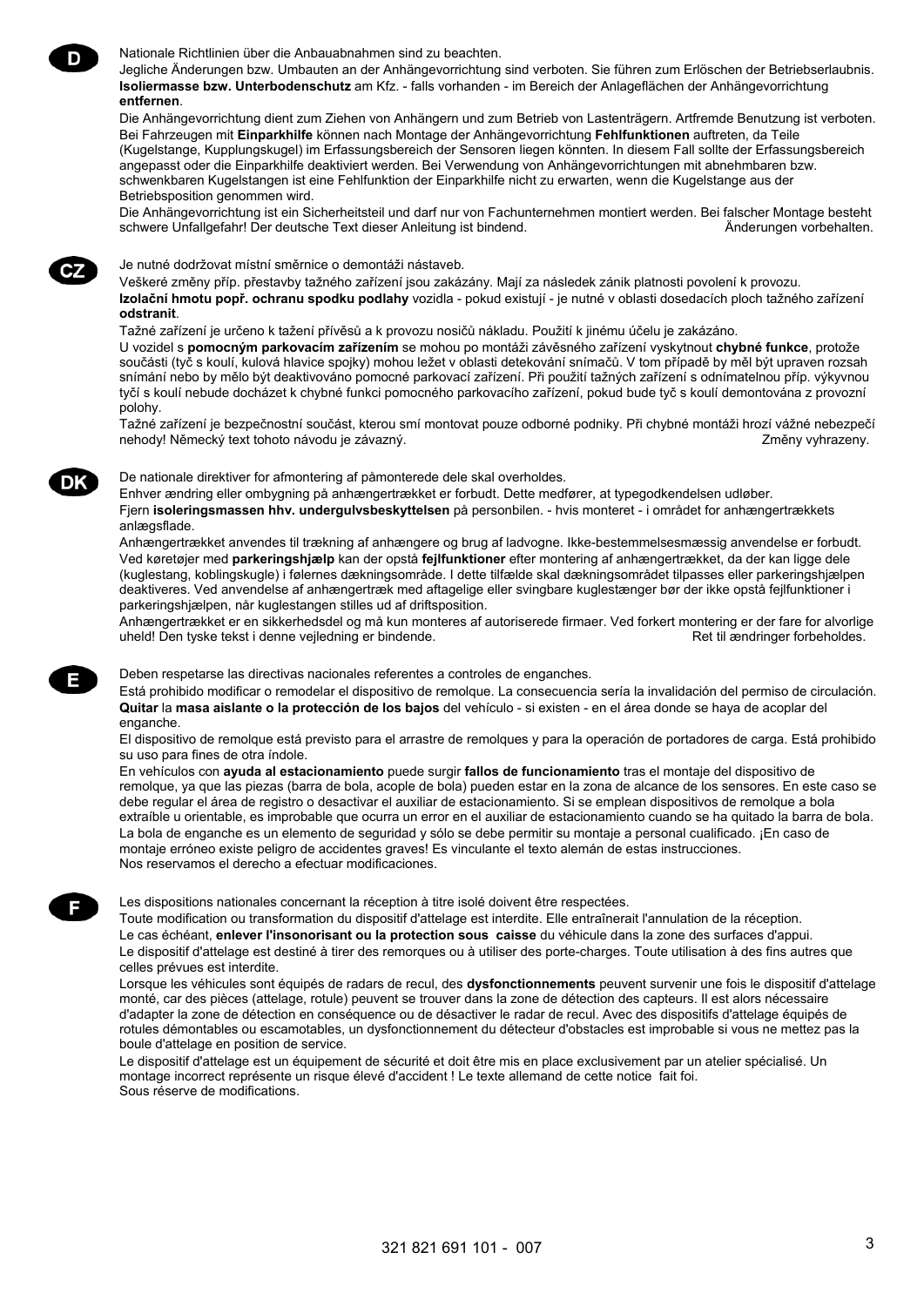**D**

Nationale Richtlinien über die Anbauabnahmen sind zu beachten.
Jegliche Änderungen bzw. Umbauten an der Anhängevorrichtung sind verboten. Sie führen zum Erlöschen der Betriebserlaubnis.
**Isoliermasse bzw. Unterbodenschutz** am Kfz. - falls vorhanden - im Bereich der Anlageflächen der Anhängevorrichtung **entfernen**.
Die Anhängevorrichtung dient zum Ziehen von Anhängern und zum Betrieb von Lastenträgern. Artfremde Benutzung ist verboten.
Bei Fahrzeugen mit **Einparkhilfe** können nach Montage der Anhängevorrichtung **Fehlfunktionen** auftreten, da Teile (Kugelstange, Kupplungskugel) im Erfassungsbereich der Sensoren liegen könnten. In diesem Fall sollte der Erfassungsbereich angepasst oder die Einparkhilfe deaktiviert werden. Bei Verwendung von Anhängevorrichtungen mit abnehmbaren bzw. schwenkbaren Kugelstangen ist eine Fehlfunktion der Einparkhilfe nicht zu erwarten, wenn die Kugelstange aus der Betriebsposition genommen wird.
Die Anhängevorrichtung ist ein Sicherheitsteil und darf nur von Fachunternehmen montiert werden. Bei falscher Montage besteht schwere Unfallgefahr! Der deutsche Text dieser Anleitung ist bindend. Änderungen vorbehalten.

**CZ**

Je nutné dodržovat místní směrnice o demontáži nástaveb.
Veškeré změny příp. přestavby tažného zařízení jsou zakázány. Mají za následek zánik platnosti povolení k provozu.
**Izolační hmotu popř. ochranu spodku podlahy** vozidla - pokud existují - je nutné v oblasti dosedacích ploch tažného zařízení **odstranit**.
Tažné zařízení je určeno k tažení přívěsů a k provozu nosičů nákladu. Použití k jinému účelu je zakázáno.
U vozidel s **pomocným parkovacím zařízením** se mohou po montáži závěsného zařízení vyskytnout **chybné funkce**, protože součásti (tyč s koulí, kulová hlavice spojky) mohou ležet v oblasti detekování snímačů. V tom případě by měl být upraven rozsah snímání nebo by mělo být deaktivováno pomocné parkovací zařízení. Při použití tažných zařízení s odnímatelnou příp. výkyvnou tyčí s koulí nebude docházet k chybné funkci pomocného parkovacího zařízení, pokud bude tyč s koulí demontována z provozní polohy.
Tažné zařízení je bezpečnostní součást, kterou smí montovat pouze odborné podniky. Při chybné montáži hrozí vážné nebezpečí nehody! Německý text tohoto návodu je závazný. Změny vyhrazeny.

**DK**

De nationale direktiver for afmontering af påmonterede dele skal overholdes.
Enhver ændring eller ombygning på anhængertrækket er forbudt. Dette medfører, at typegodkendelsen udløber.
Fjern **isoleringsmassen hhv. undergulvsbeskyttelsen** på personbilen. - hvis monteret - i området for anhængertrækkets anlægsflade.
Anhængertrækket anvendes til trækning af anhængere og brug af ladvogne. Ikke-bestemmelsesmæssig anvendelse er forbudt.
Ved køretøjer med **parkeringshjælp** kan der opstå **fejlfunktioner** efter montering af anhængertrækket, da der kan ligge dele (kuglestang, koblingskugle) i følernes dækningsområde. I dette tilfælde skal dækningsområdet tilpasses eller parkeringshjælpen deaktiveres. Ved anvendelse af anhængertræk med aftagelige eller svingbare kuglestænger bør der ikke opstå fejlfunktioner i parkeringshjælpen, når kuglestangen stilles ud af driftsposition.
Anhængertrækket er en sikkerhedsdel og må kun monteres af autoriserede firmaer. Ved forkert montering er der fare for alvorlige uheld! Den tyske tekst i denne vejledning er bindende. Ret til ændringer forbeholdes.

**E**

Deben respetarse las directivas nacionales referentes a controles de enganches.
Está prohibido modificar o remodelar el dispositivo de remolque. La consecuencia sería la invalidación del permiso de circulación.
**Quitar** la **masa aislante o la protección de los bajos** del vehículo - si existen - en el área donde se haya de acoplar del enganche.
El dispositivo de remolque está previsto para el arrastre de remolques y para la operación de portadores de carga. Está prohibido su uso para fines de otra índole.
En vehículos con **ayuda al estacionamiento** puede surgir **fallos de funcionamiento** tras el montaje del dispositivo de remolque, ya que las piezas (barra de bola, acople de bola) pueden estar en la zona de alcance de los sensores. En este caso se debe regular el área de registro o desactivar el auxiliar de estacionamiento. Si se emplean dispositivos de remolque a bola extraíble u orientable, es improbable que ocurra un error en el auxiliar de estacionamiento cuando se ha quitado la barra de bola.
La bola de enganche es un elemento de seguridad y sólo se debe permitir su montaje a personal cualificado. ¡En caso de montaje erróneo existe peligro de accidentes graves! Es vinculante el texto alemán de estas instrucciones.
Nos reservamos el derecho a efectuar modificaciones.

**F**

Les dispositions nationales concernant la réception à titre isolé doivent être respectées.
Toute modification ou transformation du dispositif d'attelage est interdite. Elle entraînerait l'annulation de la réception.
Le cas échéant, **enlever l'insonorisant ou la protection sous caisse** du véhicule dans la zone des surfaces d'appui.
Le dispositif d'attelage est destiné à tirer des remorques ou à utiliser des porte-charges. Toute utilisation à des fins autres que celles prévues est interdite.
Lorsque les véhicules sont équipés de radars de recul, des **dysfonctionnements** peuvent survenir une fois le dispositif d'attelage monté, car des pièces (attelage, rotule) peuvent se trouver dans la zone de détection des capteurs. Il est alors nécessaire d'adapter la zone de détection en conséquence ou de désactiver le radar de recul. Avec des dispositifs d'attelage équipés de rotules démontables ou escamotables, un dysfonctionnement du détecteur d'obstacles est improbable si vous ne mettez pas la boule d'attelage en position de service.
Le dispositif d'attelage est un équipement de sécurité et doit être mis en place exclusivement par un atelier spécialisé. Un montage incorrect représente un risque élevé d'accident ! Le texte allemand de cette notice fait foi.
Sous réserve de modifications.

321 821 691 101 - 007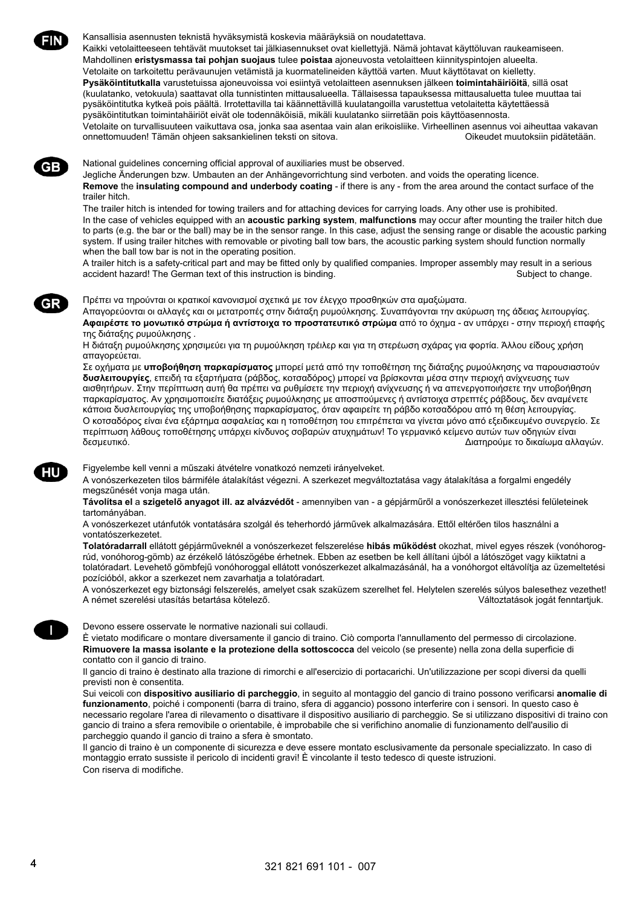**FIN**

Kansallisia asennusten teknistä hyväksymistä koskevia määräyksiä on noudatettava.
Kaikki vetolaitteeseen tehtävät muutokset tai jälkiasennukset ovat kiellettyjä. Nämä johtavat käyttöluvan raukeamiseen.
Mahdollinen **eristysmassa tai pohjan suojaus** tulee **poistaa** ajoneuvosta vetolaitteen kiinnityspintojen alueelta.
Vetolaite on tarkoitettu perävaunujen vetämistä ja kuormatelineiden käyttöä varten. Muut käyttötavat on kielletty.
**Pysäköintitutkalla** varustetuissa ajoneuvoissa voi esiintyä vetolaitteen asennuksen jälkeen **toimintahäiriöitä**, sillä osat (kuulatanko, vetokuula) saattavat olla tunnistinten mittausalueella. Tällaisessa tapauksessa mittausaluetta tulee muuttaa tai pysäköintitutka kytkeä pois päältä. Irrotettavilla tai käännettävillä kuulatangoilla varustettua vetolaitetta käytettäessä pysäköintitutkan toimintahäiriöt eivät ole todennäköisiä, mikäli kuulatanko siirretään pois käyttöasennosta.
Vetolaite on turvallisuuteen vaikuttava osa, jonka saa asentaa vain alan erikoisliike. Virheellinen asennus voi aiheuttaa vakavan onnettomuuden! Tämän ohjeen saksankielinen teksti on sitova. Oikeudet muutoksiin pidätetään.

**GB**

National guidelines concerning official approval of auxiliaries must be observed.
Jegliche Änderungen bzw. Umbauten an der Anhängevorrichtung sind verboten. and voids the operating licence.
**Remove** the **insulating compound and underbody coating** - if there is any - from the area around the contact surface of the trailer hitch.
The trailer hitch is intended for towing trailers and for attaching devices for carrying loads. Any other use is prohibited.
In the case of vehicles equipped with an **acoustic parking system**, **malfunctions** may occur after mounting the trailer hitch due to parts (e.g. the bar or the ball) may be in the sensor range. In this case, adjust the sensing range or disable the acoustic parking system. If using trailer hitches with removable or pivoting ball tow bars, the acoustic parking system should function normally when the ball tow bar is not in the operating position.
A trailer hitch is a safety-critical part and may be fitted only by qualified companies. Improper assembly may result in a serious accident hazard! The German text of this instruction is binding. Subject to change.

**GR**

Πρέπει να τηρούνται οι κρατικοί κανονισμοί σχετικά με τον έλεγχο προσθηκών στα αμαξώματα.
Απαγορεύονται οι αλλαγές και οι μετατροπές στην διάταξη ρυμούλκησης. Συναπάγονται την ακύρωση της άδειας λειτουργίας.
**Αφαιρέστε το μονωτικό στρώμα ή αντίστοιχα το προστατευτικό στρώμα** από το όχημα - αν υπάρχει - στην περιοχή επαφής της διάταξης ρυμούλκησης .
Η διάταξη ρυμούλκησης χρησιμεύει για τη ρυμούλκηση τρέιλερ και για τη στερέωση σχάρας για φορτία. Άλλου είδους χρήση απαγορεύεται.
Σε οχήματα με **υποβοήθηση παρκαρίσματος** μπορεί μετά από την τοποθέτηση της διάταξης ρυμούλκησης να παρουσιαστούν **δυσλειτουργίες**, επειδή τα εξαρτήματα (ράβδος, κοτσαδόρος) μπορεί να βρίσκονται μέσα στην περιοχή ανίχνευσης των αισθητήρων. Στην περίπτωση αυτή θα πρέπει να ρυθμίσετε την περιοχή ανίχνευσης ή να απενεργοποιήσετε την υποβοήθηση παρκαρίσματος. Αν χρησιμοποιείτε διατάξεις ρυμούλκησης με αποσπούμενες ή αντίστοιχα στρεπτές ράβδους, δεν αναμένετε κάποια δυσλειτουργίας της υποβοήθησης παρκαρίσματος, όταν αφαιρείτε τη ράβδο κοτσαδόρου από τη θέση λειτουργίας.
Ο κοτσαδόρος είναι ένα εξάρτημα ασφαλείας και η τοποθέτηση του επιτρέπεται να γίνεται μόνο από εξειδικευμένο συνεργείο. Σε περίπτωση λάθους τοποθέτησης υπάρχει κίνδυνος σοβαρών ατυχημάτων! Το γερμανικό κείμενο αυτών των οδηγιών είναι δεσμευτικό. Διατηρούμε το δικαίωμα αλλαγών.

**HU**

Figyelembe kell venni a műszaki átvételre vonatkozó nemzeti irányelveket.
A vonószerkezeten tilos bármiféle átalakítást végezni. A szerkezet megváltoztatása vagy átalakítása a forgalmi engedély megszűnését vonja maga után.
**Távolítsa el** a **szigetelő anyagot ill. az alvázvédőt** - amennyiben van - a gépjárműről a vonószerkezet illesztési felületeinek tartományában.
A vonószerkezet utánfutók vontatására szolgál és teherhordó járművek alkalmazására. Ettől eltérően tilos használni a vontatószerkezetet.
**Tolatóradarral** ellátott gépjárműveknél a vonószerkezet felszerelése **hibás működést** okozhat, mivel egyes részek (vonóhorog-rúd, vonóhorog-gömb) az érzékelő látószögébe érhetnek. Ebben az esetben be kell állítani újból a látószöget vagy kiiktatni a tolatóradart. Levehető gömbfejű vonóhoroggal ellátott vonószerkezet alkalmazásánál, ha a vonóhorgot eltávolítja az üzemeltetési pozícióból, akkor a szerkezet nem zavarhatja a tolatóradart.
A vonószerkezet egy biztonsági felszerelés, amelyet csak szaküzem szerelhet fel. Helytelen szerelés súlyos balesethez vezethet! A német szerelési utasítás betartása kötelező. Változtatások jogát fenntartjuk.

**I**

Devono essere osservate le normative nazionali sui collaudi.
È vietato modificare o montare diversamente il gancio di traino. Ciò comporta l'annullamento del permesso di circolazione.
**Rimuovere la massa isolante e la protezione della sottoscocca** del veicolo (se presente) nella zona della superficie di contatto con il gancio di traino.
Il gancio di traino è destinato alla trazione di rimorchi e all'esercizio di portacarichi. Un'utilizzazione per scopi diversi da quelli previsti non è consentita.
Sui veicoli con **dispositivo ausiliario di parcheggio**, in seguito al montaggio del gancio di traino possono verificarsi **anomalie di funzionamento**, poiché i componenti (barra di traino, sfera di aggancio) possono interferire con i sensori. In questo caso è necessario regolare l'area di rilevamento o disattivare il dispositivo ausiliario di parcheggio. Se si utilizzano dispositivi di traino con gancio di traino a sfera removibile o orientabile, è improbabile che si verifichino anomalie di funzionamento dell'ausilio di parcheggio quando il gancio di traino a sfera è smontato.
Il gancio di traino è un componente di sicurezza e deve essere montato esclusivamente da personale specializzato. In caso di montaggio errato sussiste il pericolo di incidenti gravi! È vincolante il testo tedesco di queste istruzioni.
Con riserva di modifiche.

321 821 691 101 - 007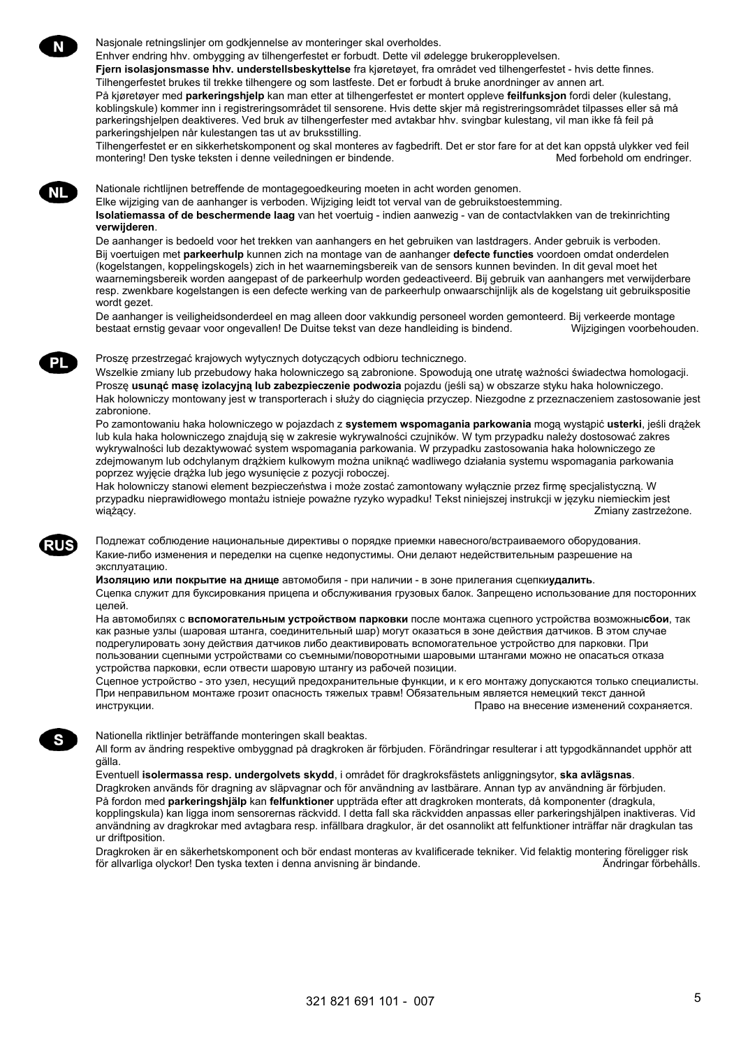**N**

Nasjonale retningslinjer om godkjennelse av monteringer skal overholdes.
Enhver endring hhv. ombygging av tilhengerfestet er forbudt. Dette vil ødelegge brukeropplevelsen.
**Fjern isolasjonsmasse hhv. understellsbeskyttelse** fra kjøretøyet, fra området ved tilhengerfestet - hvis dette finnes.
Tilhengerfestet brukes til trekke tilhengere og som lastfeste. Det er forbudt å bruke anordninger av annen art.
På kjøretøyer med **parkeringshjelp** kan man etter at tilhengerfestet er montert oppleve **feilfunksjon** fordi deler (kulestang, koblingskule) kommer inn i registreringsområdet til sensorene. Hvis dette skjer må registreringsområdet tilpasses eller så må parkeringshjelpen deaktiveres. Ved bruk av tilhengerfester med avtakbar hhv. svingbar kulestang, vil man ikke få feil på parkeringshjelpen når kulestangen tas ut av bruksstilling.
Tilhengerfestet er en sikkerhetskomponent og skal monteres av fagbedrift. Det er stor fare for at det kan oppstå ulykker ved feil montering! Den tyske teksten i denne veiledningen er bindende. Med forbehold om endringer.

**NL**

Nationale richtlijnen betreffende de montagegoedkeuring moeten in acht worden genomen.
Elke wijziging van de aanhanger is verboden. Wijziging leidt tot verval van de gebruikstoestemming.
**Isolatiemassa of de beschermende laag** van het voertuig - indien aanwezig - van de contactvlakken van de trekinrichting **verwijderen**.
De aanhanger is bedoeld voor het trekken van aanhangers en het gebruiken van lastdragers. Ander gebruik is verboden.
Bij voertuigen met **parkeerhulp** kunnen zich na montage van de aanhanger **defecte functies** voordoen omdat onderdelen (kogelstangen, koppelingskogels) zich in het waarnemingsbereik van de sensors kunnen bevinden. In dit geval moet het waarnemingsbereik worden aangepast of de parkeerhulp worden gedeactiveerd. Bij gebruik van aanhangers met verwijderbare resp. zwenkbare kogelstangen is een defecte werking van de parkeerhulp onwaarschijnlijk als de kogelstang uit gebruikspositie wordt gezet.
De aanhanger is veiligheidsonderdeel en mag alleen door vakkundig personeel worden gemonteerd. Bij verkeerde montage bestaat ernstig gevaar voor ongevallen! De Duitse tekst van deze handleiding is bindend. Wijzigingen voorbehouden.

**PL**

Proszę przestrzegać krajowych wytycznych dotyczących odbioru technicznego.
Wszelkie zmiany lub przebudowy haka holowniczego są zabronione. Spowodują one utratę ważności świadectwa homologacji.
Proszę **usunąć masę izolacyjną lub zabezpieczenie podwozia** pojazdu (jeśli są) w obszarze styku haka holowniczego.
Hak holowniczy montowany jest w transporterach i służy do ciągnięcia przyczep. Niezgodne z przeznaczeniem zastosowanie jest zabronione.
Po zamontowaniu haka holowniczego w pojazdach z **systemem wspomagania parkowania** mogą wystąpić **usterki**, jeśli drążek lub kula haka holowniczego znajdują się w zakresie wykrywalności czujników. W tym przypadku należy dostosować zakres wykrywalności lub dezaktywować system wspomagania parkowania. W przypadku zastosowania haka holowniczego ze zdejmowanym lub odchylanym drążkiem kulkowym można uniknąć wadliwego działania systemu wspomagania parkowania poprzez wyjęcie drążka lub jego wysunięcie z pozycji roboczej.
Hak holowniczy stanowi element bezpieczeństwa i może zostać zamontowany wyłącznie przez firmę specjalistyczną. W przypadku nieprawidłowego montażu istnieje poważne ryzyko wypadku! Tekst niniejszej instrukcji w języku niemieckim jest wiążący. Zmiany zastrzeżone.

**RUS**

Подлежат соблюдение национальные директивы о порядке приемки навесного/встраиваемого оборудования.
Какие-либо изменения и переделки на сцепке недопустимы. Они делают недействительным разрешение на эксплуатацию.
**Изоляцию или покрытие на днище** автомобиля - при наличии - в зоне прилегания сцепки**удалить**.
Сцепка служит для буксировкания прицепа и обслуживания грузовых балок. Запрещено использование для посторонних целей.
На автомобилях с **вспомогательным устройством парковки** после монтажа сцепного устройства возможны**сбои**, так как разные узлы (шаровая штанга, соединительный шар) могут оказаться в зоне действия датчиков. В этом случае подрегулировать зону действия датчиков либо деактивировать вспомогательное устройство для парковки. При пользовании сцепными устройствами со съемными/поворотными шаровыми штангами можно не опасаться отказа устройства парковки, если отвести шаровую штангу из рабочей позиции.
Сцепное устройство - это узел, несущий предохранительные функции, и к его монтажу допускаются только специалисты. При неправильном монтаже грозит опасность тяжелых травм! Обязательным является немецкий текст данной инструкции. Право на внесение изменений сохраняется.

**S**

Nationella riktlinjer beträffande monteringen skall beaktas.
All form av ändring respektive ombyggnad på dragkroken är förbjuden. Förändringar resulterar i att typgodkännandet upphör att gälla.
Eventuell **isolermassa resp. undergolvets skydd**, i området för dragkroksfästets anliggningsytor, **ska avlägsnas**.
Dragkroken används för dragning av släpvagnar och för användning av lastbärare. Annan typ av användning är förbjuden.
På fordon med **parkeringshjälp** kan **felfunktioner** uppträda efter att dragkroken monterats, då komponenter (dragkula, kopplingskula) kan ligga inom sensorernas räckvidd. I detta fall ska räckvidden anpassas eller parkeringshjälpen inaktiveras. Vid användning av dragkrokar med avtagbara resp. infällbara dragkulor, är det osannolikt att felfunktioner inträffar när dragkulan tas ur driftposition.
Dragkroken är en säkerhetskomponent och bör endast monteras av kvalificerade tekniker. Vid felaktig montering föreligger risk för allvarliga olyckor! Den tyska texten i denna anvisning är bindande. Ändringar förbehålls.

321 821 691 101 - 007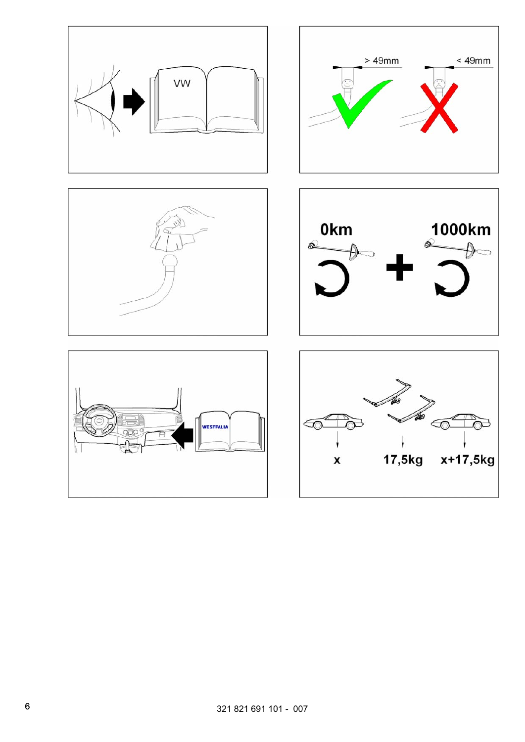VW

> 49mm

< 49mm

0km + 1000km

WESTFALIA

x

17,5kg

x+17,5kg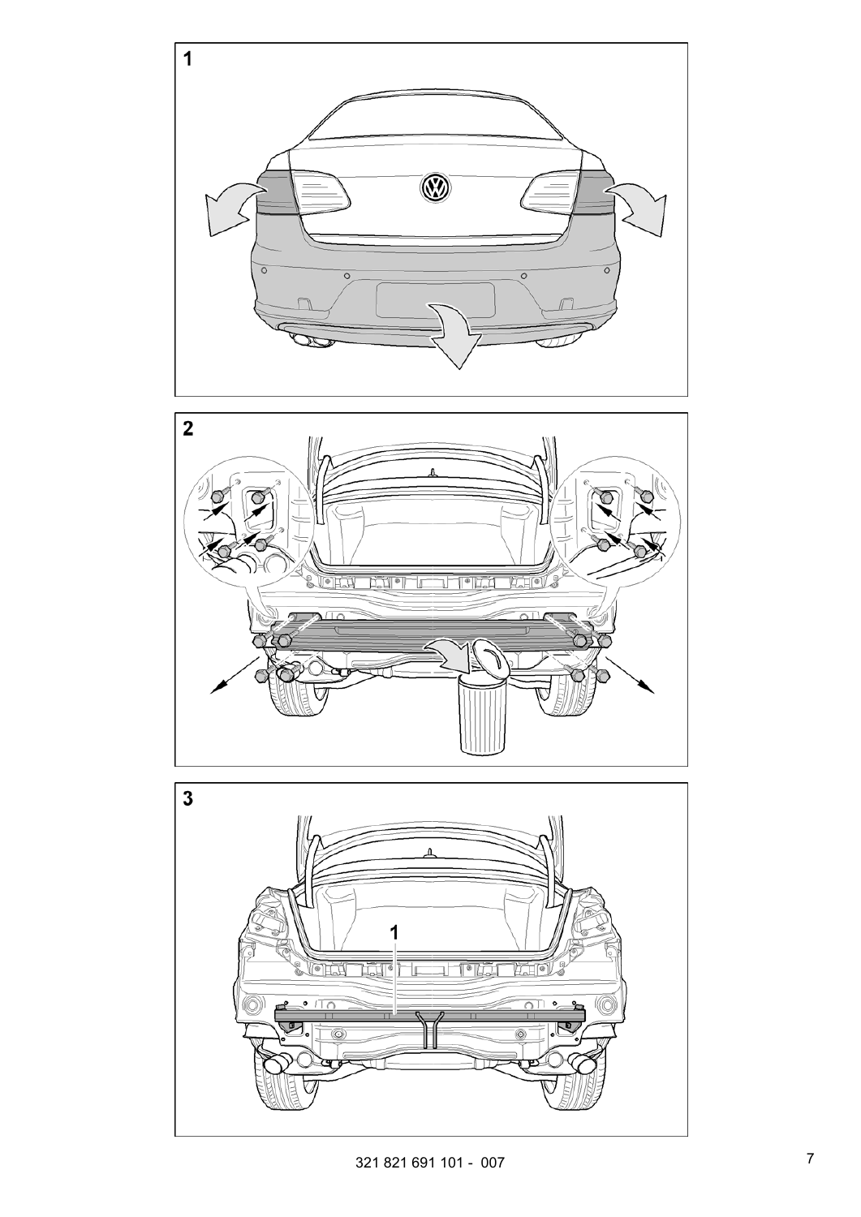1

2

3

1

321 821 691 101 - 007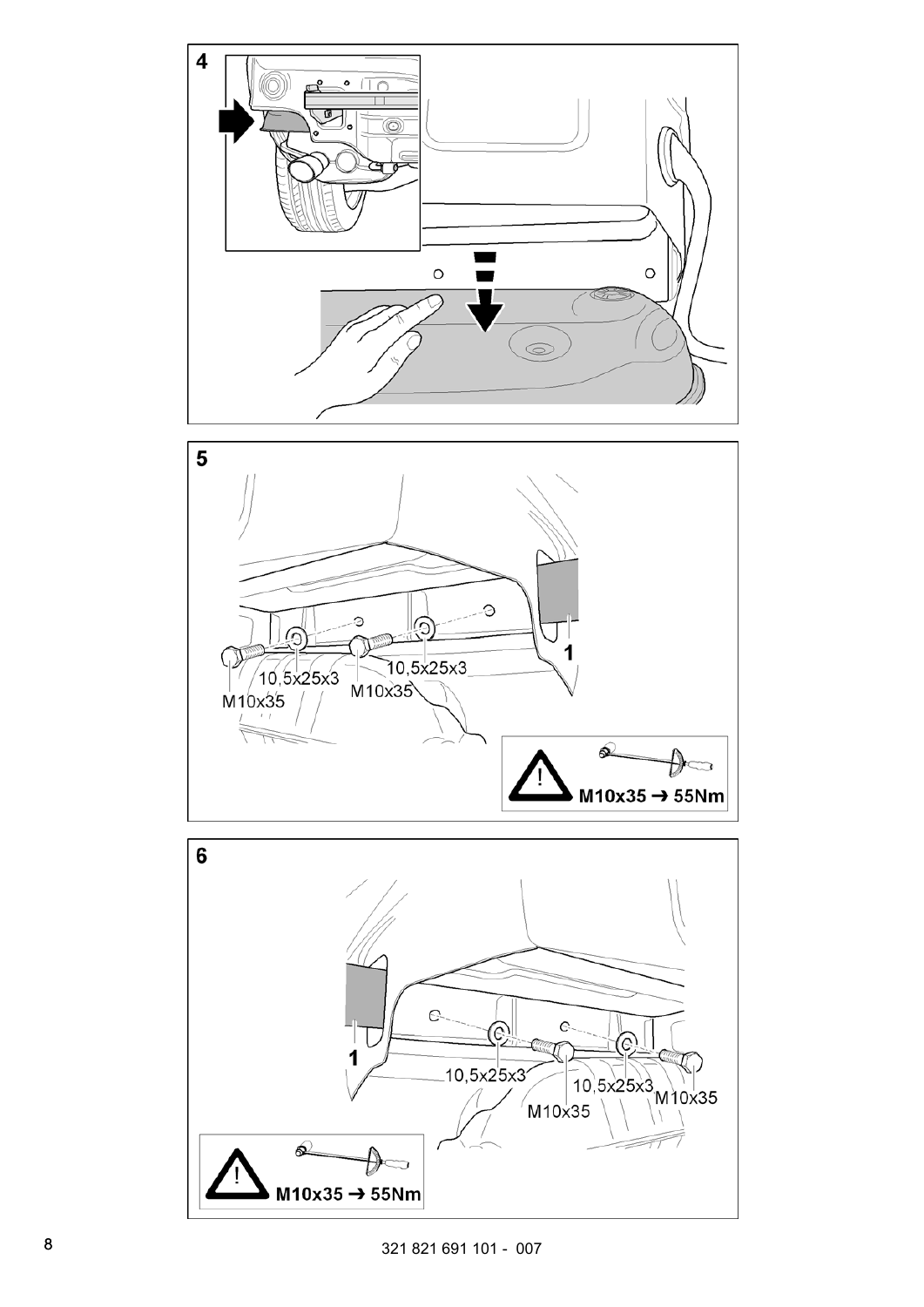4

5

10,5x25x3
M10x35
10,5x25x3
M10x35
1

M10x35 ➔ 55Nm

6

1
10,5x25x3
M10x35
10,5x25x3
M10x35

M10x35 ➔ 55Nm

321 821 691 101 - 007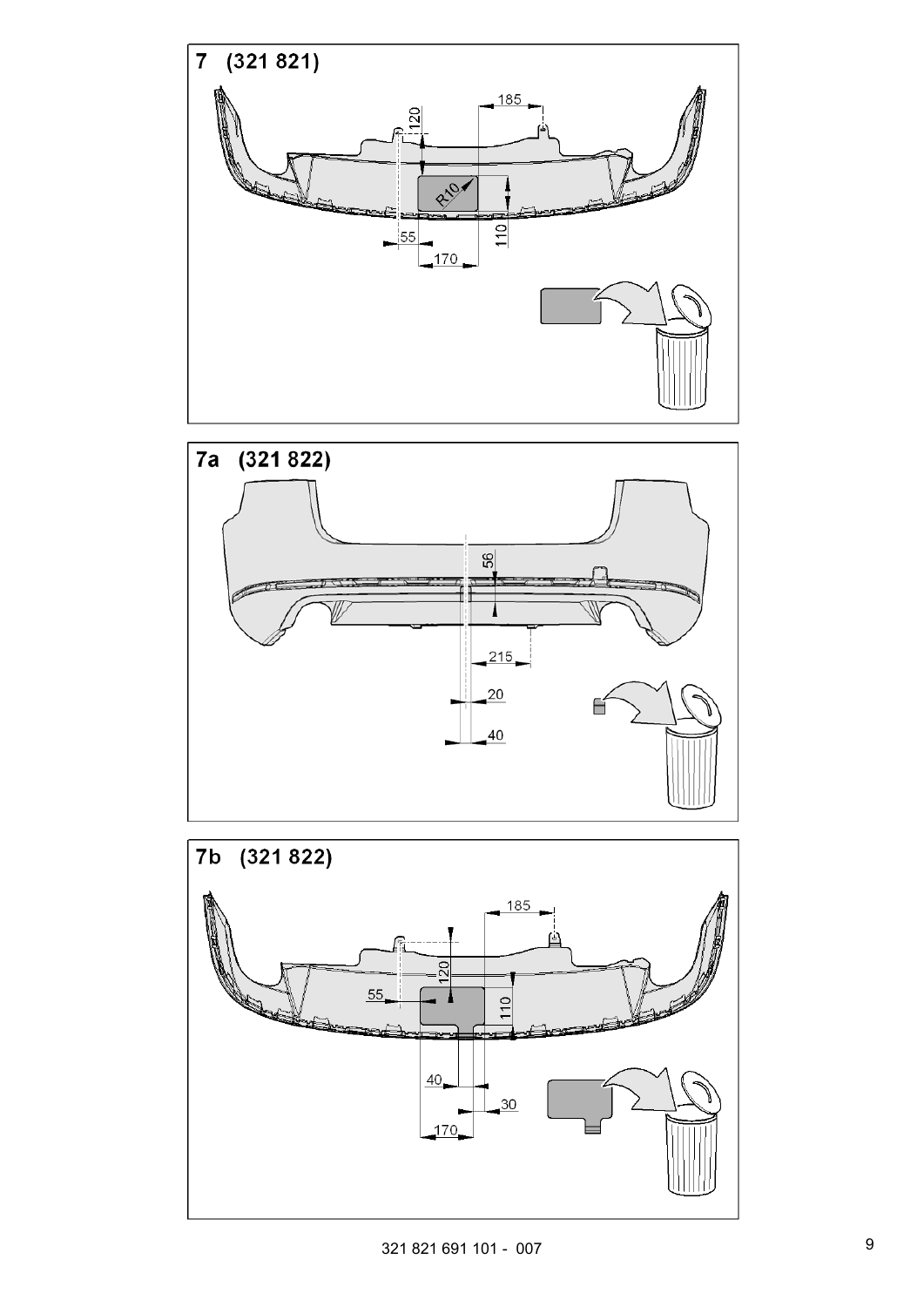## 7 (321 821)

185

120

R10

110

55

170

## 7a (321 822)

56

215

20

40

## 7b (321 822)

185

120

110

55

40

30

170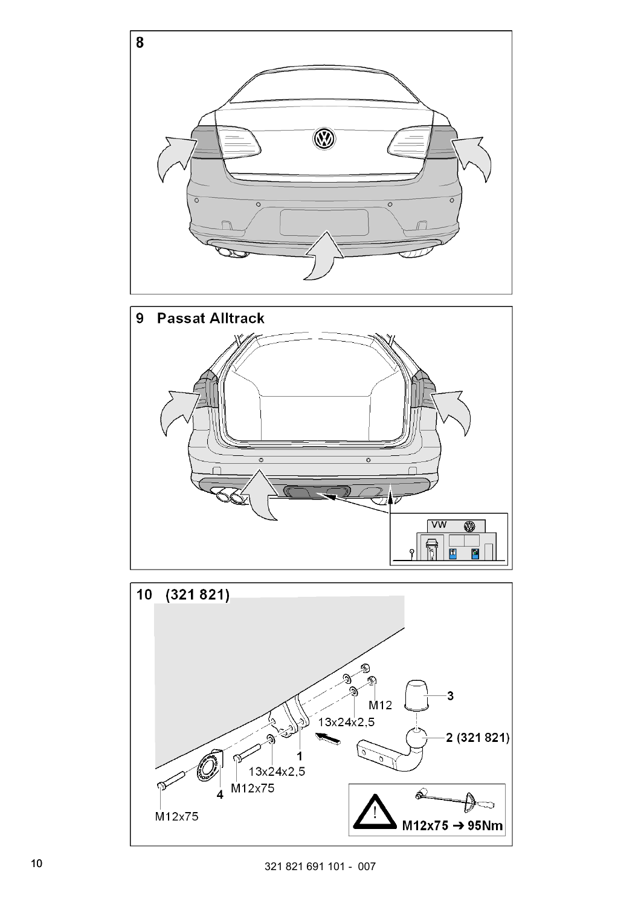**8**

**9 Passat Alltrack**

VW

**10 (321 821)**

3

M12

13x24x2,5

2 (321 821)

1

13x24x2,5

M12x75

4

M12x75

**M12x75 → 95Nm**

321 821 691 101 - 007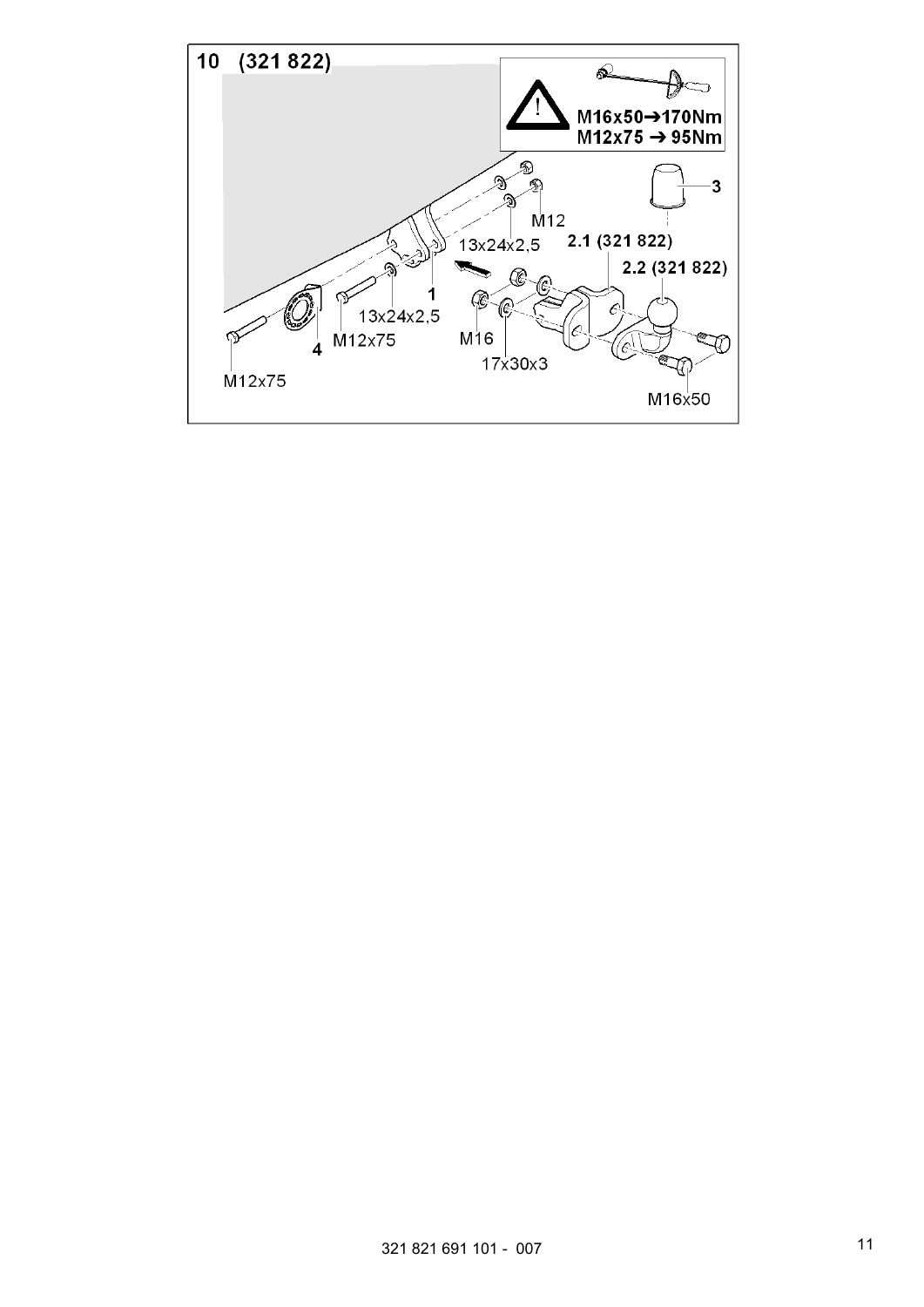## 10 (321 822)

M16x50 → 170Nm
M12x75 → 95Nm

3

M12

13x24x2,5

2.1 (321 822)

2.2 (321 822)

1

13x24x2,5

M12x75

4

M16

17x30x3

M12x75

M16x50

321 821 691 101 - 007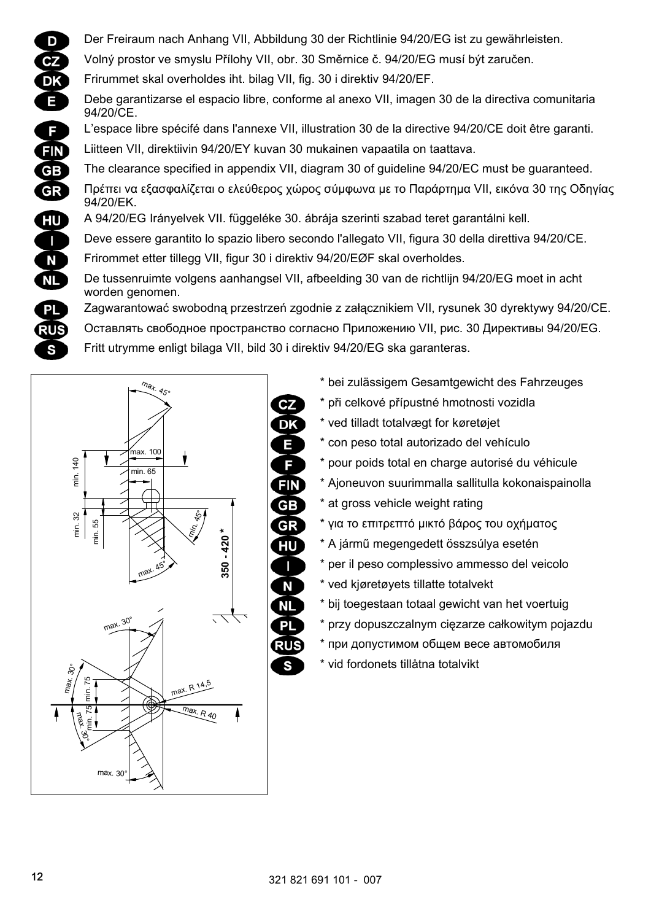**D** Der Freiraum nach Anhang VII, Abbildung 30 der Richtlinie 94/20/EG ist zu gewährleisten.

**CZ** Volný prostor ve smyslu Přílohy VII, obr. 30 Směrnice č. 94/20/EG musí být zaručen.

**DK** Frirummet skal overholdes iht. bilag VII, fig. 30 i direktiv 94/20/EF.

**E** Debe garantizarse el espacio libre, conforme al anexo VII, imagen 30 de la directiva comunitaria 94/20/CE.

**F** L'espace libre spécifé dans l'annexe VII, illustration 30 de la directive 94/20/CE doit être garanti.

**FIN** Liitteen VII, direktiivin 94/20/EY kuvan 30 mukainen vapaatila on taattava.

**GB** The clearance specified in appendix VII, diagram 30 of guideline 94/20/EC must be guaranteed.

**GR** Πρέπει να εξασφαλίζεται ο ελεύθερος χώρος σύμφωνα με το Παράρτημα VII, εικόνα 30 της Οδηγίας 94/20/ΕΚ.

**HU** A 94/20/EG Irányelvek VII. függeléke 30. ábrája szerinti szabad teret garantálni kell.

**I** Deve essere garantito lo spazio libero secondo l'allegato VII, figura 30 della direttiva 94/20/CE.

**N** Frirommet etter tillegg VII, figur 30 i direktiv 94/20/EØF skal overholdes.

**NL** De tussenruimte volgens aanhangsel VII, afbeelding 30 van de richtlijn 94/20/EG moet in acht worden genomen.

**PL** Zagwarantować swobodną przestrzeń zgodnie z załącznikiem VII, rysunek 30 dyrektywy 94/20/CE.

**RUS** Оставлять свободное пространство согласно Приложению VII, рис. 30 Директивы 94/20/EG.

**S** Fritt utrymme enligt bilaga VII, bild 30 i direktiv 94/20/EG ska garanteras.

max. 45° | max. 100 | min. 65 | min. 140 | min. 32 | min. 55 | min. 45° | max. 45° | 350 - 420 * | max. 30° | max. 30° | min. 75 | min. 75 | max. 30° | max. R 14,5 | max. R 40 | max. 30°

\* bei zulässigem Gesamtgewicht des Fahrzeuges

**CZ** * při celkové přípustné hmotnosti vozidla

**DK** * ved tilladt totalvægt for køretøjet

**E** * con peso total autorizado del vehículo

**F** * pour poids total en charge autorisé du véhicule

**FIN** * Ajoneuvon suurimmalla sallitulla kokonaispainolla

**GB** * at gross vehicle weight rating

**GR** * για το επιτρεπτό μικτό βάρος του οχήματος

**HU** * A jármű megengedett összsúlya esetén

**I** * per il peso complessivo ammesso del veicolo

**N** * ved kjøretøyets tillatte totalvekt

**NL** * bij toegestaan totaal gewicht van het voertuig

**PL** * przy dopuszczalnym ciężarze całkowitym pojazdu

**RUS** * при допустимом общем весе автомобиля

**S** * vid fordonets tillåtna totalvikt

321 821 691 101 - 007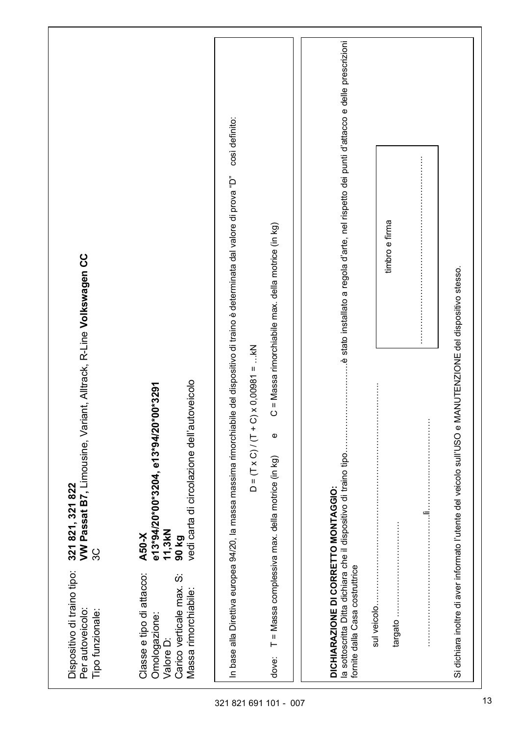Dispositivo di traino tipo: **321 821, 321 822**
Per autoveicolo: **VW Passat B7,** Limousine, Variant, Alltrack, R-Line **Volkswagen CC**
Tipo funzionale: 3C

Classe e tipo di attacco: **A50-X**
Omologazione: **e13*94/20*00*3204, e13*94/20*00*3291**
Valore D: **11,3kN**
Carico verticale max. S: **90 kg**
Massa rimorchiabile: vedi carta di circolazione dell'autoveicolo

In base alla Direttiva europea 94/20, la massa massima rimorchiabile del dispositivo di traino è determinata dal valore di prova "D" così definito:

$$D = (T \times C) / (T + C) \times 0{,}00981 = \ldots kN$$

dove: T = Massa complessiva max. della motrice (in kg) e C = Massa rimorchiabile max. della motrice (in kg)

**DICHIARAZIONE DI CORRETTO MONTAGGIO:**
la sottoscritta Ditta dichiara che il dispositivo di traino tipo………………………è stato installato a regola d'arte, nel rispetto dei punti d'attacco e delle prescrizioni fornite dalla Casa costruttrice

sul veicolo…………………………………………………………………

targato ……………………………

……………………………………………lì……………………………

timbro e firma

……………………………………………………

Si dichiara inoltre di aver informato l'utente del veicolo sull'USO e MANUTENZIONE del dispositivo stesso.

321 821 691 101 - 007